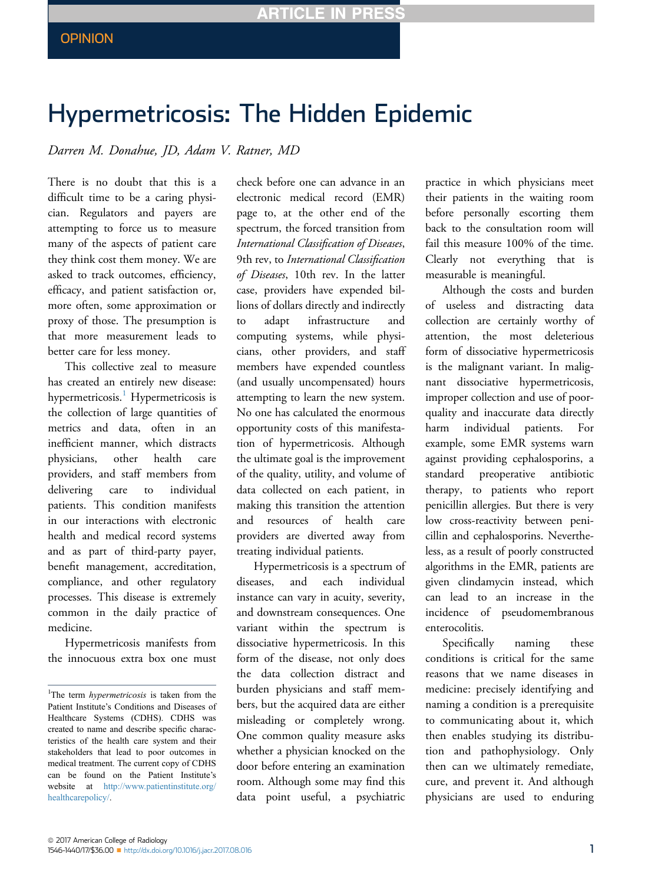OPINION

# Hypermetricosis: The Hidden Epidemic

*Darren M. Donahue, JD, Adam V. Ratner, MD*

There is no doubt that this is a difficult time to be a caring physician. Regulators and payers are attempting to force us to measure many of the aspects of patient care they think cost them money. We are asked to track outcomes, efficiency, efficacy, and patient satisfaction or, more often, some approximation or proxy of those. The presumption is that more measurement leads to better care for less money.

This collective zeal to measure has created an entirely new disease: hypermetricosis.[1] Hypermetricosis is the collection of large quantities of metrics and data, often in an inefficient manner, which distracts physicians, other health care providers, and staff members from delivering care to individual patients. This condition manifests in our interactions with electronic health and medical record systems and as part of third-party payer, benefit management, accreditation, compliance, and other regulatory processes. This disease is extremely common in the daily practice of medicine.

Hypermetricosis manifests from the innocuous extra box one must check before one can advance in an electronic medical record (EMR) page to, at the other end of the spectrum, the forced transition from *International Classification of Diseases*, 9th rev, to *International Classification of Diseases*, 10th rev. In the latter case, providers have expended billions of dollars directly and indirectly to adapt infrastructure and computing systems, while physicians, other providers, and staff members have expended countless (and usually uncompensated) hours attempting to learn the new system. No one has calculated the enormous opportunity costs of this manifestation of hypermetricosis. Although the ultimate goal is the improvement of the quality, utility, and volume of data collected on each patient, in making this transition the attention and resources of health care providers are diverted away from treating individual patients.

Hypermetricosis is a spectrum of diseases, and each individual instance can vary in acuity, severity, and downstream consequences. One variant within the spectrum is dissociative hypermetricosis. In this form of the disease, not only does the data collection distract and burden physicians and staff members, but the acquired data are either misleading or completely wrong. One common quality measure asks whether a physician knocked on the door before entering an examination room. Although some may find this data point useful, a psychiatric practice in which physicians meet their patients in the waiting room before personally escorting them back to the consultation room will fail this measure 100% of the time. Clearly not everything that is measurable is meaningful.

Although the costs and burden of useless and distracting data collection are certainly worthy of attention, the most deleterious form of dissociative hypermetricosis is the malignant variant. In malignant dissociative hypermetricosis, improper collection and use of poor-quality and inaccurate data directly harm individual patients. For example, some EMR systems warn against providing cephalosporins, a standard preoperative antibiotic therapy, to patients who report penicillin allergies. But there is very low cross-reactivity between penicillin and cephalosporins. Nevertheless, as a result of poorly constructed algorithms in the EMR, patients are given clindamycin instead, which can lead to an increase in the incidence of pseudomembranous enterocolitis.

Specifically naming these conditions is critical for the same reasons that we name diseases in medicine: precisely identifying and naming a condition is a prerequisite to communicating about it, which then enables studying its distribution and pathophysiology. Only then can we ultimately remediate, cure, and prevent it. And although physicians are used to enduring

[1]The term *hypermetricosis* is taken from the Patient Institute's Conditions and Diseases of Healthcare Systems (CDHS). CDHS was created to name and describe specific characteristics of the health care system and their stakeholders that lead to poor outcomes in medical treatment. The current copy of CDHS can be found on the Patient Institute's website at http://www.patientinstitute.org/healthcarepolicy/.

© 2017 American College of Radiology
1546-1440/17/$36.00 ■ http://dx.doi.org/10.1016/j.jacr.2017.08.016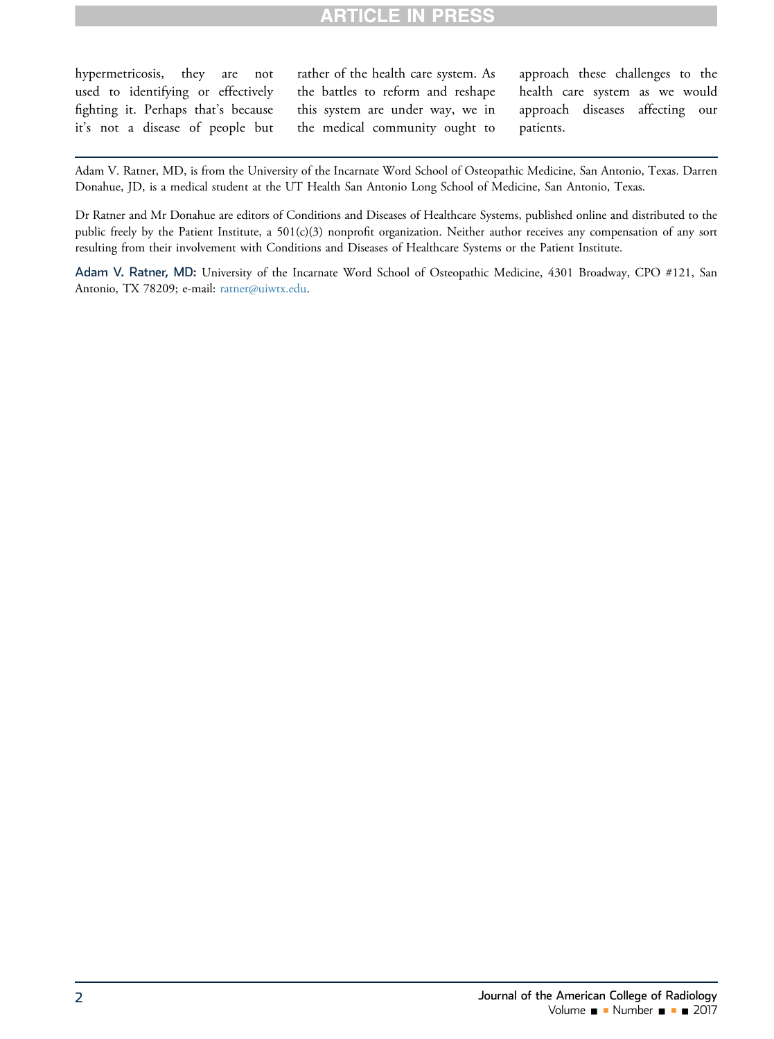hypermetricosis, they are not used to identifying or effectively fighting it. Perhaps that's because it's not a disease of people but rather of the health care system. As the battles to reform and reshape this system are under way, we in the medical community ought to approach these challenges to the health care system as we would approach diseases affecting our patients.

---

Adam V. Ratner, MD, is from the University of the Incarnate Word School of Osteopathic Medicine, San Antonio, Texas. Darren Donahue, JD, is a medical student at the UT Health San Antonio Long School of Medicine, San Antonio, Texas.

Dr Ratner and Mr Donahue are editors of Conditions and Diseases of Healthcare Systems, published online and distributed to the public freely by the Patient Institute, a 501(c)(3) nonprofit organization. Neither author receives any compensation of any sort resulting from their involvement with Conditions and Diseases of Healthcare Systems or the Patient Institute.

**Adam V. Ratner, MD:** University of the Incarnate Word School of Osteopathic Medicine, 4301 Broadway, CPO #121, San Antonio, TX 78209; e-mail: ratner@uiwtx.edu.